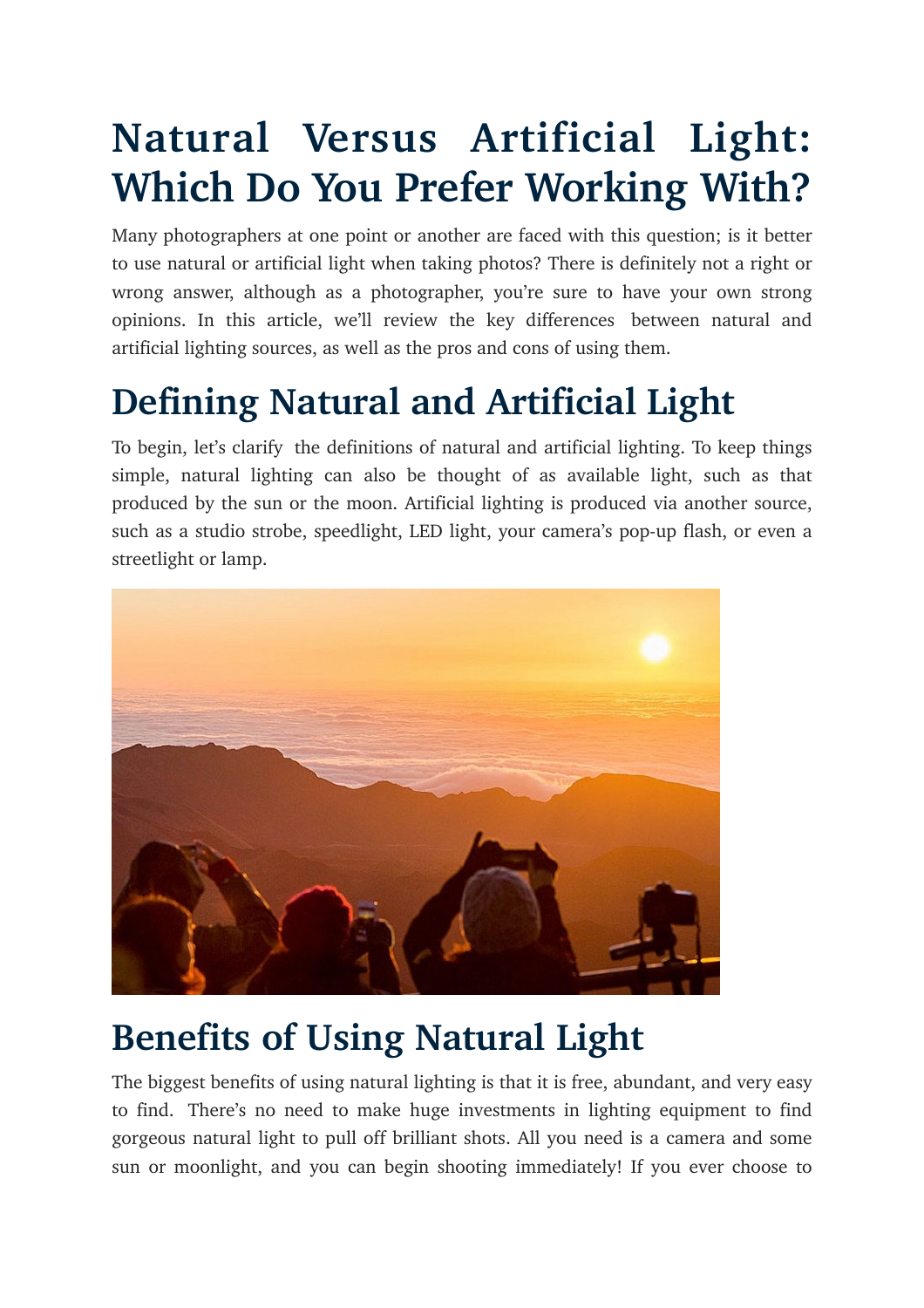# Natural Versus Artificial Light: Which Do You Prefer Working With?

Many photographers at one point or another are faced with this question; is it better to use natural or artificial light when taking photos? There is definitely not a right or wrong answer, although as a photographer, you're sure to have your own strong opinions. In this article, we'll review the key differences between natural and artificial lighting sources, as well as the pros and cons of using them.

## Defining Natural and Artificial Light

To begin, let's clarify the definitions of natural and artificial lighting. To keep things simple, natural lighting can also be thought of as available light, such as that produced by the sun or the moon. Artificial lighting is produced via another source, such as a studio strobe, speedlight, LED light, your camera's pop-up flash, or even a streetlight or lamp.

## Benefits of Using Natural Light

The biggest benefits of using natural lighting is that it is free, abundant, and very easy to find. There's no need to make huge investments in lighting equipment to find gorgeous natural light to pull off brilliant shots. All you need is a camera and some sun or moonlight, and you can begin shooting immediately! If you ever choose to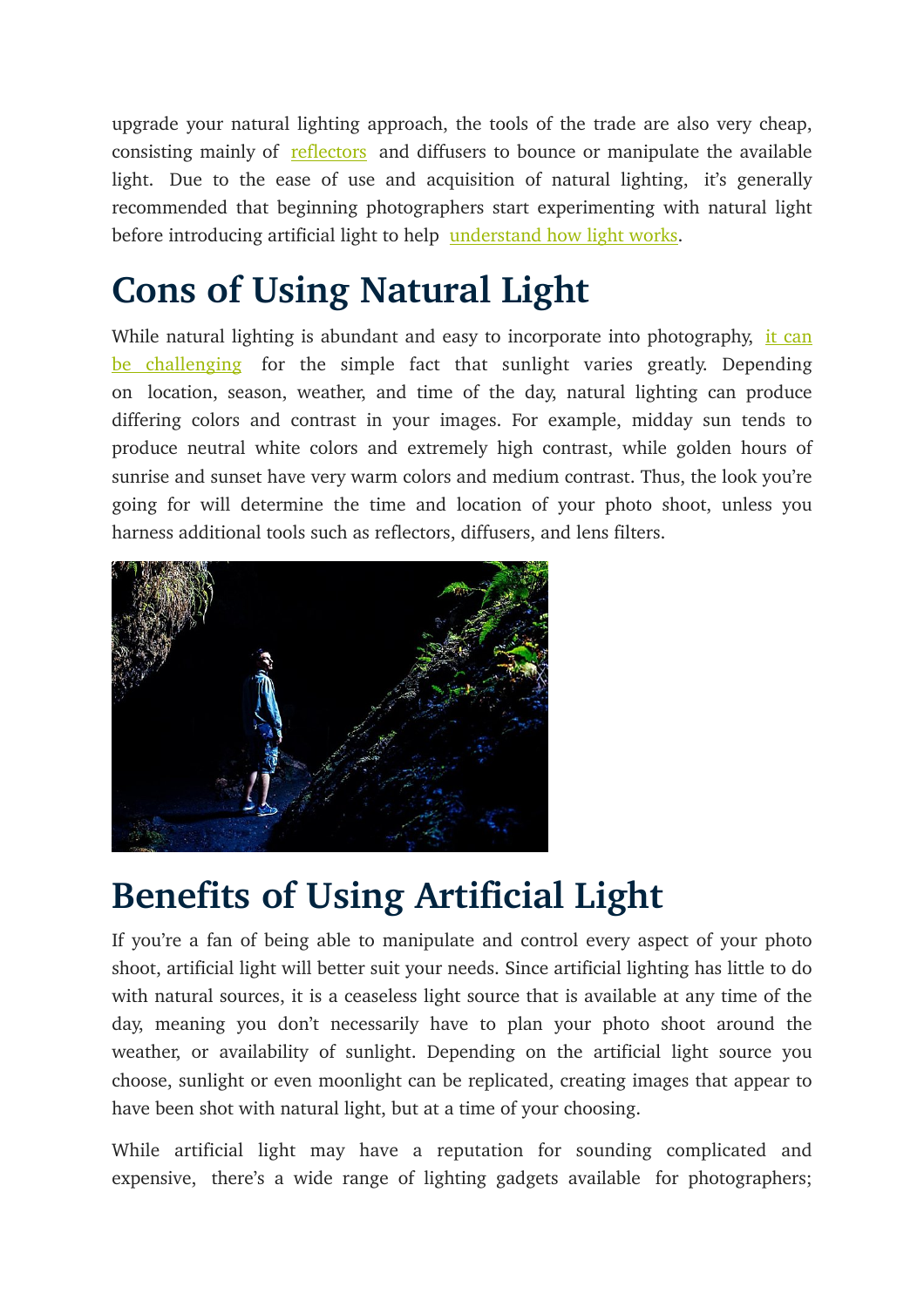upgrade your natural lighting approach, the tools of the trade are also very cheap, consisting mainly of reflectors and diffusers to bounce or manipulate the available light. Due to the ease of use and acquisition of natural lighting, it's generally recommended that beginning photographers start experimenting with natural light before introducing artificial light to help understand how light works.

# Cons of Using Natural Light

While natural lighting is abundant and easy to incorporate into photography, it can be challenging for the simple fact that sunlight varies greatly. Depending on location, season, weather, and time of the day, natural lighting can produce differing colors and contrast in your images. For example, midday sun tends to produce neutral white colors and extremely high contrast, while golden hours of sunrise and sunset have very warm colors and medium contrast. Thus, the look you're going for will determine the time and location of your photo shoot, unless you harness additional tools such as reflectors, diffusers, and lens filters.

# Benefits of Using Artificial Light

If you're a fan of being able to manipulate and control every aspect of your photo shoot, artificial light will better suit your needs. Since artificial lighting has little to do with natural sources, it is a ceaseless light source that is available at any time of the day, meaning you don't necessarily have to plan your photo shoot around the weather, or availability of sunlight. Depending on the artificial light source you choose, sunlight or even moonlight can be replicated, creating images that appear to have been shot with natural light, but at a time of your choosing.

While artificial light may have a reputation for sounding complicated and expensive, there's a wide range of lighting gadgets available for photographers;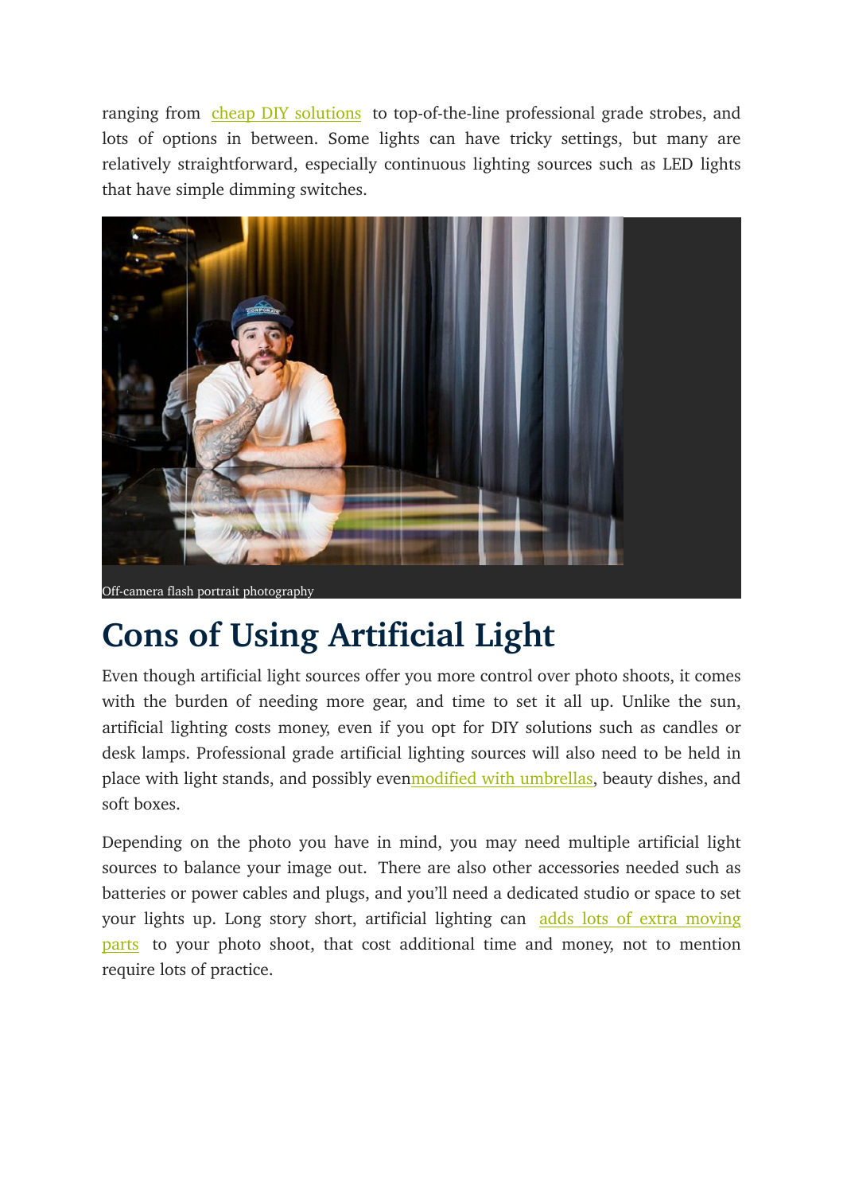ranging from cheap DIY solutions to top-of-the-line professional grade strobes, and lots of options in between. Some lights can have tricky settings, but many are relatively straightforward, especially continuous lighting sources such as LED lights that have simple dimming switches.

Off-camera flash portrait photography

# Cons of Using Artificial Light

Even though artificial light sources offer you more control over photo shoots, it comes with the burden of needing more gear, and time to set it all up. Unlike the sun, artificial lighting costs money, even if you opt for DIY solutions such as candles or desk lamps. Professional grade artificial lighting sources will also need to be held in place with light stands, and possibly evenmodified with umbrellas, beauty dishes, and soft boxes.

Depending on the photo you have in mind, you may need multiple artificial light sources to balance your image out. There are also other accessories needed such as batteries or power cables and plugs, and you'll need a dedicated studio or space to set your lights up. Long story short, artificial lighting can adds lots of extra moving parts to your photo shoot, that cost additional time and money, not to mention require lots of practice.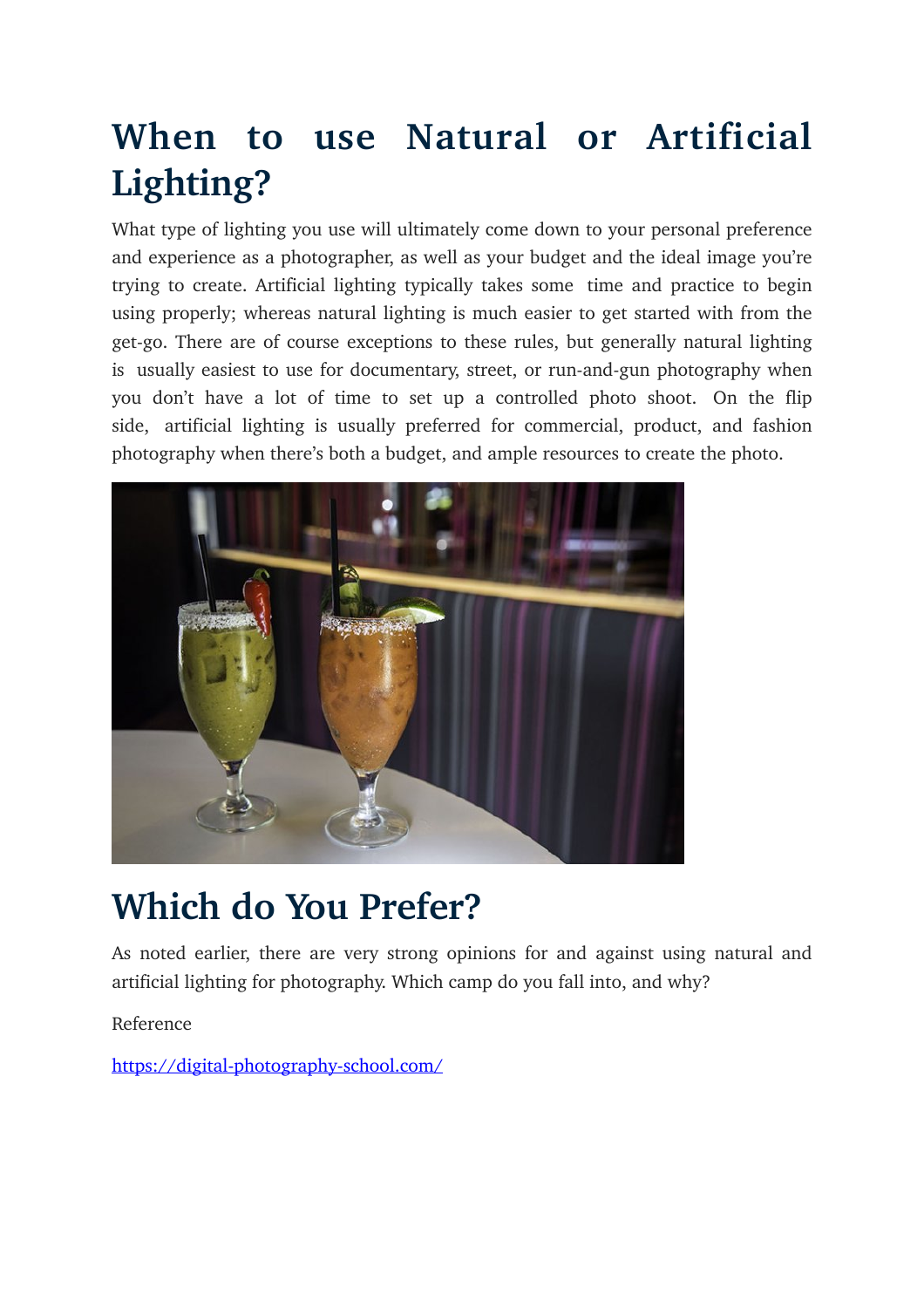# When to use Natural or Artificial Lighting?

What type of lighting you use will ultimately come down to your personal preference and experience as a photographer, as well as your budget and the ideal image you're trying to create. Artificial lighting typically takes some time and practice to begin using properly; whereas natural lighting is much easier to get started with from the get-go. There are of course exceptions to these rules, but generally natural lighting is usually easiest to use for documentary, street, or run-and-gun photography when you don't have a lot of time to set up a controlled photo shoot. On the flip side, artificial lighting is usually preferred for commercial, product, and fashion photography when there's both a budget, and ample resources to create the photo.

# Which do You Prefer?

As noted earlier, there are very strong opinions for and against using natural and artificial lighting for photography. Which camp do you fall into, and why?

Reference

https://digital-photography-school.com/